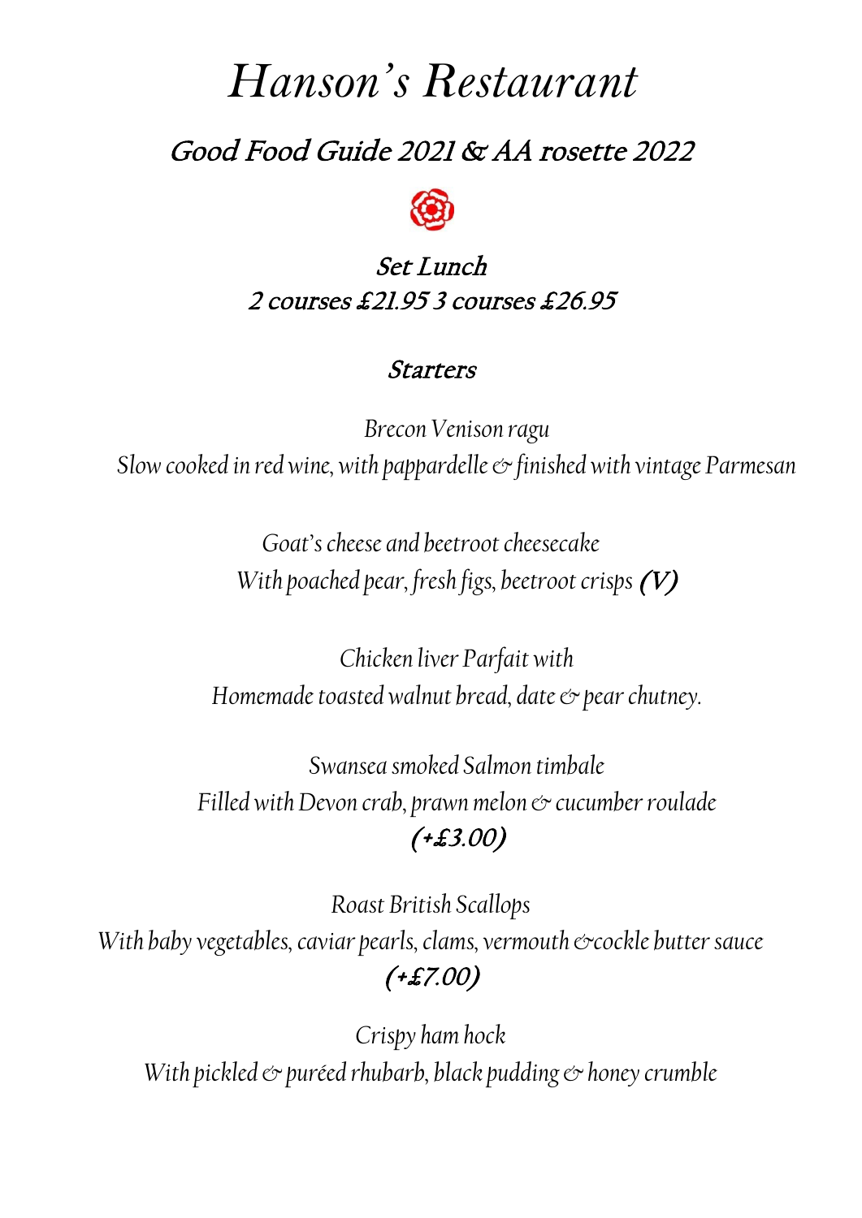# *Hanson's Restaurant*

## *Good Food Guide 2021 & AA rosette 2022*

### *Set Lunch*

*2 courses £21.95 3 courses £26.95*

### *Starters*

*Brecon Venison ragu*
*Slow cooked in red wine, with pappardelle & finished with vintage Parmesan*

*Goat's cheese and beetroot cheesecake*
*With poached pear, fresh figs, beetroot crisps (V)*

*Chicken liver Parfait with*
*Homemade toasted walnut bread, date & pear chutney.*

*Swansea smoked Salmon timbale*
*Filled with Devon crab, prawn melon & cucumber roulade*
*(+£3.00)*

*Roast British Scallops*
*With baby vegetables, caviar pearls, clams, vermouth &cockle butter sauce*
*(+£7.00)*

*Crispy ham hock*
*With pickled & puréed rhubarb, black pudding & honey crumble*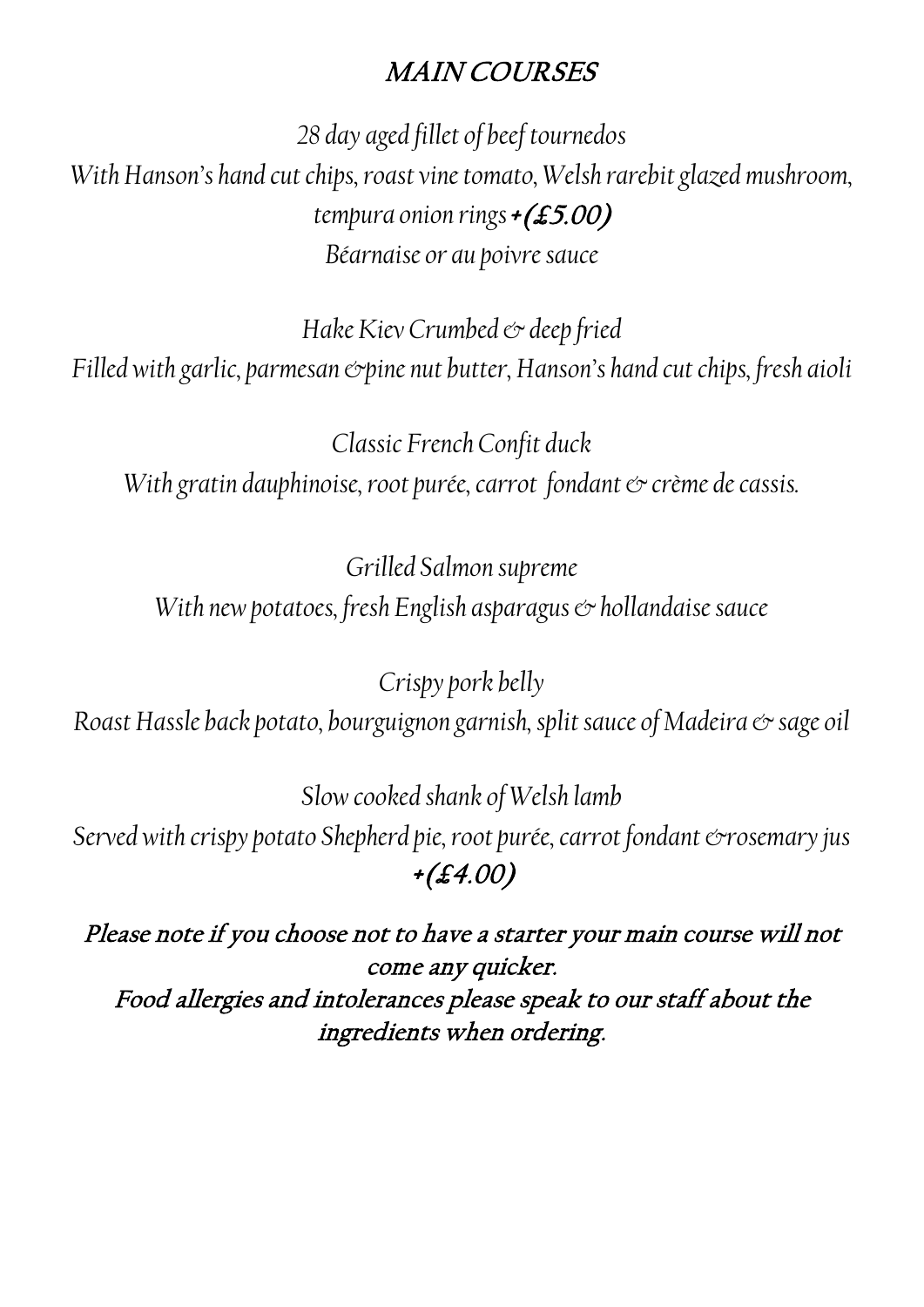## *MAIN COURSES*

*28 day aged fillet of beef tournedos*
*With Hanson's hand cut chips, roast vine tomato, Welsh rarebit glazed mushroom, tempura onion rings* *+(£5.00)*
*Béarnaise or au poivre sauce*

*Hake Kiev Crumbed & deep fried*
*Filled with garlic, parmesan &pine nut butter, Hanson's hand cut chips, fresh aioli*

*Classic French Confit duck*
*With gratin dauphinoise, root purée, carrot fondant & crème de cassis.*

*Grilled Salmon supreme*
*With new potatoes, fresh English asparagus & hollandaise sauce*

*Crispy pork belly*
*Roast Hassle back potato, bourguignon garnish, split sauce of Madeira & sage oil*

*Slow cooked shank of Welsh lamb*
*Served with crispy potato Shepherd pie, root purée, carrot fondant &rosemary jus* *+(£4.00)*

***Please note if you choose not to have a starter your main course will not come any quicker.***
***Food allergies and intolerances please speak to our staff about the ingredients when ordering.***